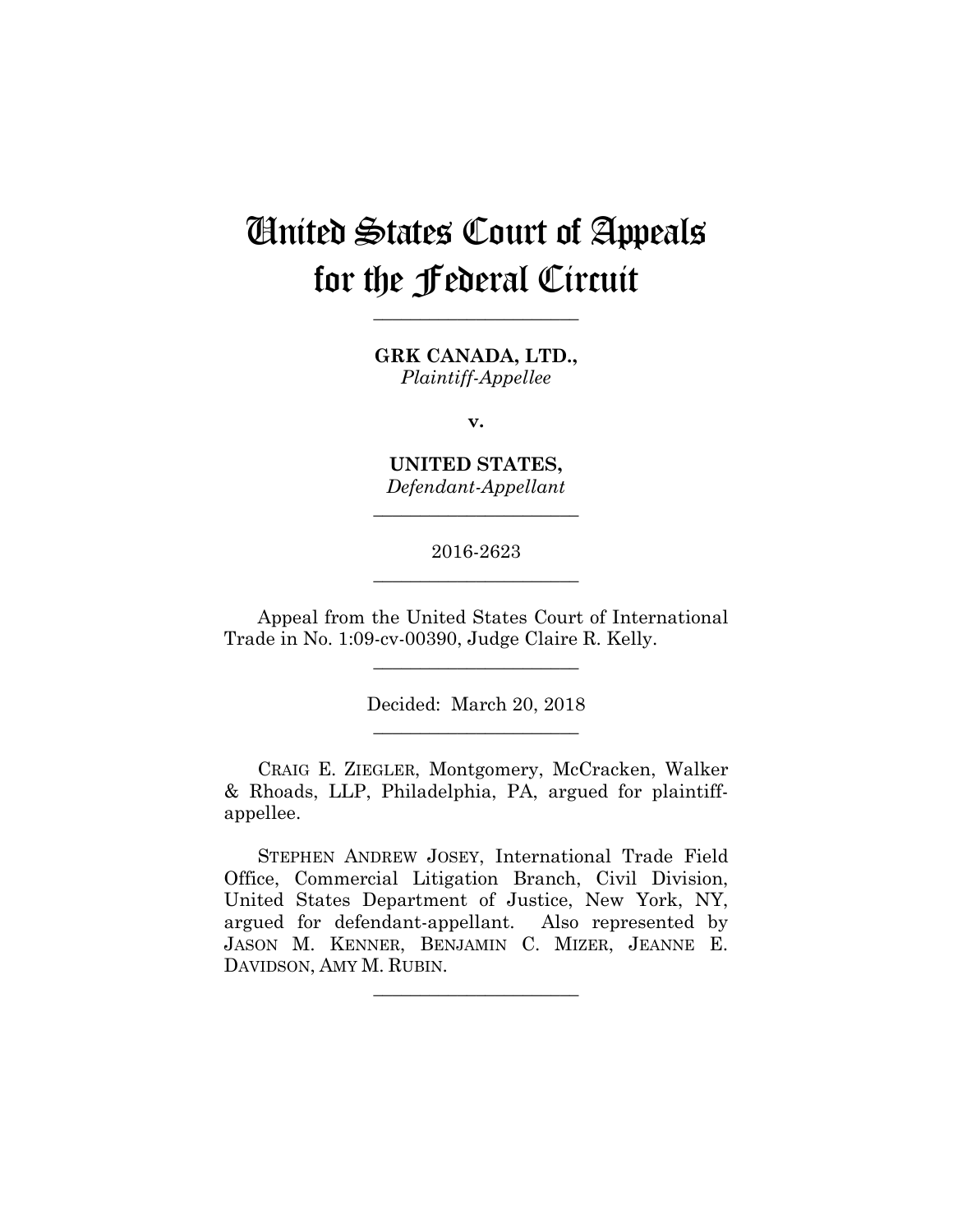# United States Court of Appeals for the Federal Circuit

---

**GRK CANADA, LTD.,**
*Plaintiff-Appellee*

**v.**

**UNITED STATES,**
*Defendant-Appellant*

---

2016-2623

---

Appeal from the United States Court of International Trade in No. 1:09-cv-00390, Judge Claire R. Kelly.

---

Decided: March 20, 2018

---

CRAIG E. ZIEGLER, Montgomery, McCracken, Walker & Rhoads, LLP, Philadelphia, PA, argued for plaintiff-appellee.

STEPHEN ANDREW JOSEY, International Trade Field Office, Commercial Litigation Branch, Civil Division, United States Department of Justice, New York, NY, argued for defendant-appellant. Also represented by JASON M. KENNER, BENJAMIN C. MIZER, JEANNE E. DAVIDSON, AMY M. RUBIN.

---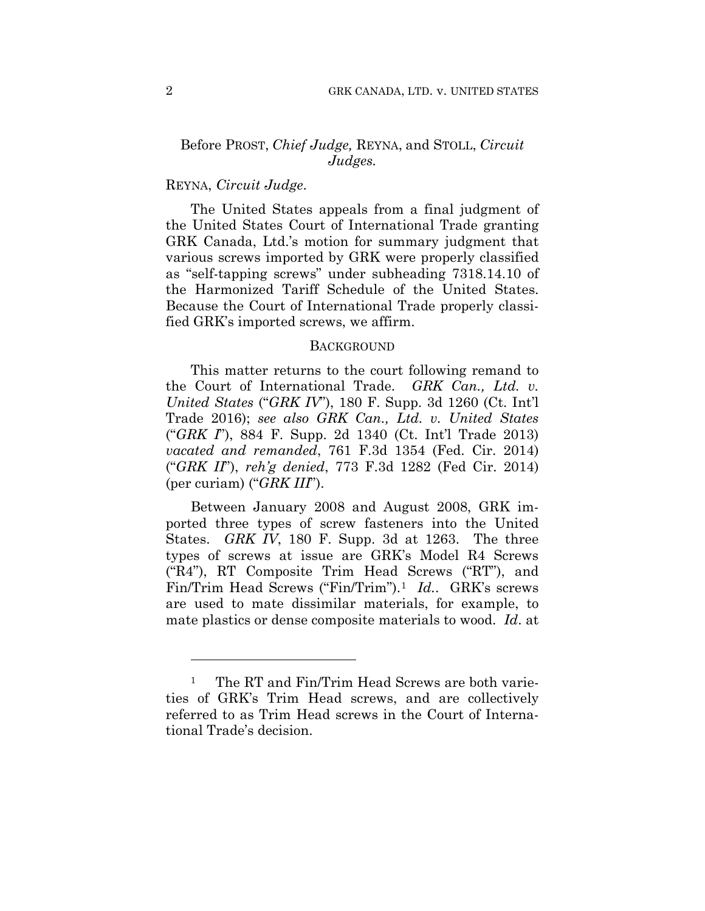Before PROST, *Chief Judge,* REYNA, and STOLL, *Circuit Judges.*

REYNA, *Circuit Judge*.

The United States appeals from a final judgment of the United States Court of International Trade granting GRK Canada, Ltd.'s motion for summary judgment that various screws imported by GRK were properly classified as "self-tapping screws" under subheading 7318.14.10 of the Harmonized Tariff Schedule of the United States. Because the Court of International Trade properly classified GRK's imported screws, we affirm.

## BACKGROUND

This matter returns to the court following remand to the Court of International Trade. *GRK Can., Ltd. v. United States* ("*GRK IV*"), 180 F. Supp. 3d 1260 (Ct. Int'l Trade 2016); *see also GRK Can., Ltd. v. United States* ("*GRK I*"), 884 F. Supp. 2d 1340 (Ct. Int'l Trade 2013) *vacated and remanded*, 761 F.3d 1354 (Fed. Cir. 2014) ("*GRK II*"), *reh'g denied*, 773 F.3d 1282 (Fed Cir. 2014) (per curiam) ("*GRK III*").

Between January 2008 and August 2008, GRK imported three types of screw fasteners into the United States. *GRK IV*, 180 F. Supp. 3d at 1263. The three types of screws at issue are GRK's Model R4 Screws ("R4"), RT Composite Trim Head Screws ("RT"), and Fin/Trim Head Screws ("Fin/Trim").[1] *Id.*. GRK's screws are used to mate dissimilar materials, for example, to mate plastics or dense composite materials to wood. *Id*. at

[1] The RT and Fin/Trim Head Screws are both varieties of GRK's Trim Head screws, and are collectively referred to as Trim Head screws in the Court of International Trade's decision.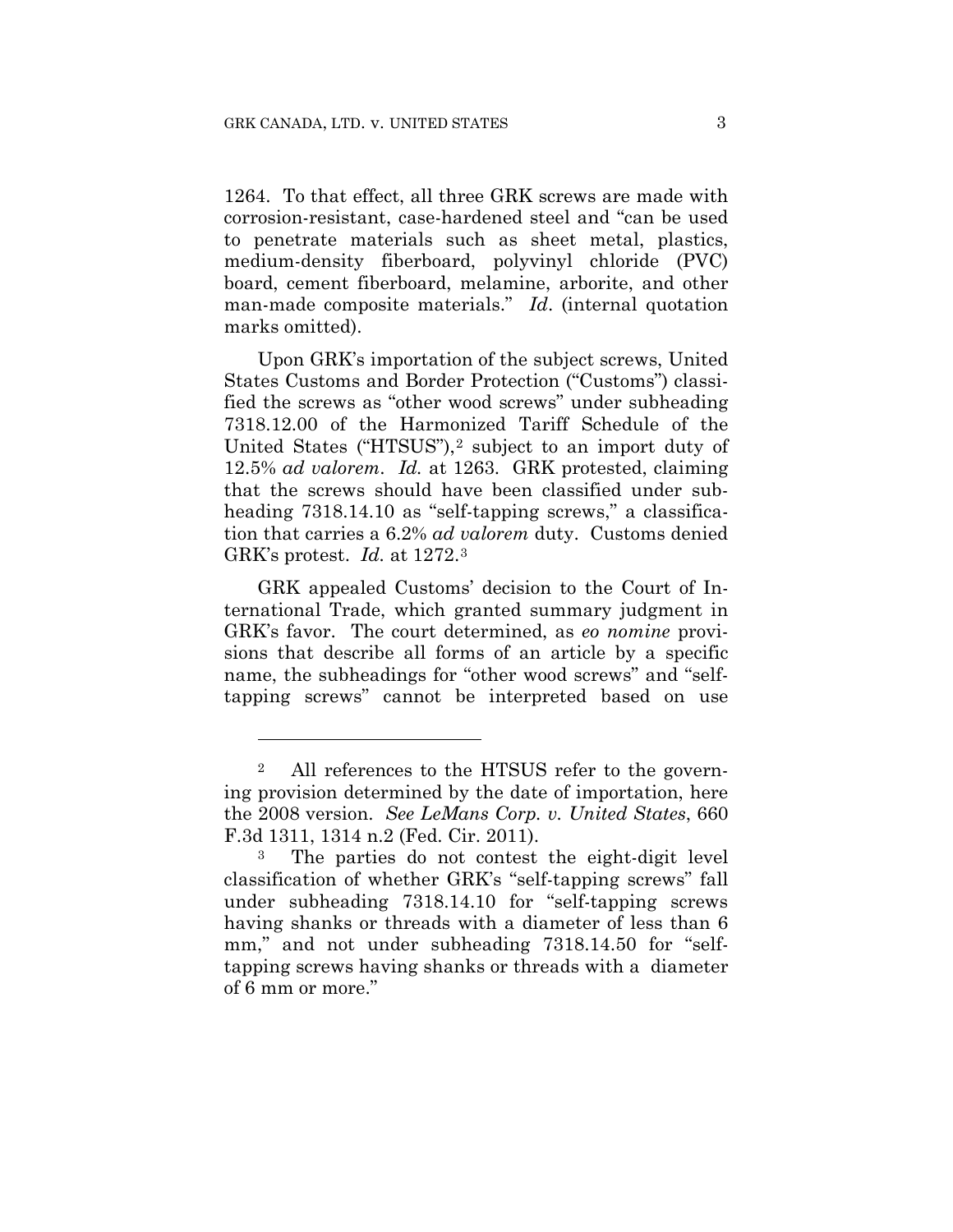1264. To that effect, all three GRK screws are made with corrosion-resistant, case-hardened steel and "can be used to penetrate materials such as sheet metal, plastics, medium-density fiberboard, polyvinyl chloride (PVC) board, cement fiberboard, melamine, arborite, and other man-made composite materials." *Id*. (internal quotation marks omitted).

Upon GRK's importation of the subject screws, United States Customs and Border Protection ("Customs") classified the screws as "other wood screws" under subheading 7318.12.00 of the Harmonized Tariff Schedule of the United States ("HTSUS"),[2] subject to an import duty of 12.5% *ad valorem*. *Id.* at 1263. GRK protested, claiming that the screws should have been classified under subheading 7318.14.10 as "self-tapping screws," a classification that carries a 6.2% *ad valorem* duty. Customs denied GRK's protest. *Id.* at 1272.[3]

GRK appealed Customs' decision to the Court of International Trade, which granted summary judgment in GRK's favor. The court determined, as *eo nomine* provisions that describe all forms of an article by a specific name, the subheadings for "other wood screws" and "self-tapping screws" cannot be interpreted based on use

---

[2] All references to the HTSUS refer to the governing provision determined by the date of importation, here the 2008 version. *See LeMans Corp. v. United States*, 660 F.3d 1311, 1314 n.2 (Fed. Cir. 2011).

[3] The parties do not contest the eight-digit level classification of whether GRK's "self-tapping screws" fall under subheading 7318.14.10 for "self-tapping screws having shanks or threads with a diameter of less than 6 mm," and not under subheading 7318.14.50 for "self-tapping screws having shanks or threads with a diameter of 6 mm or more."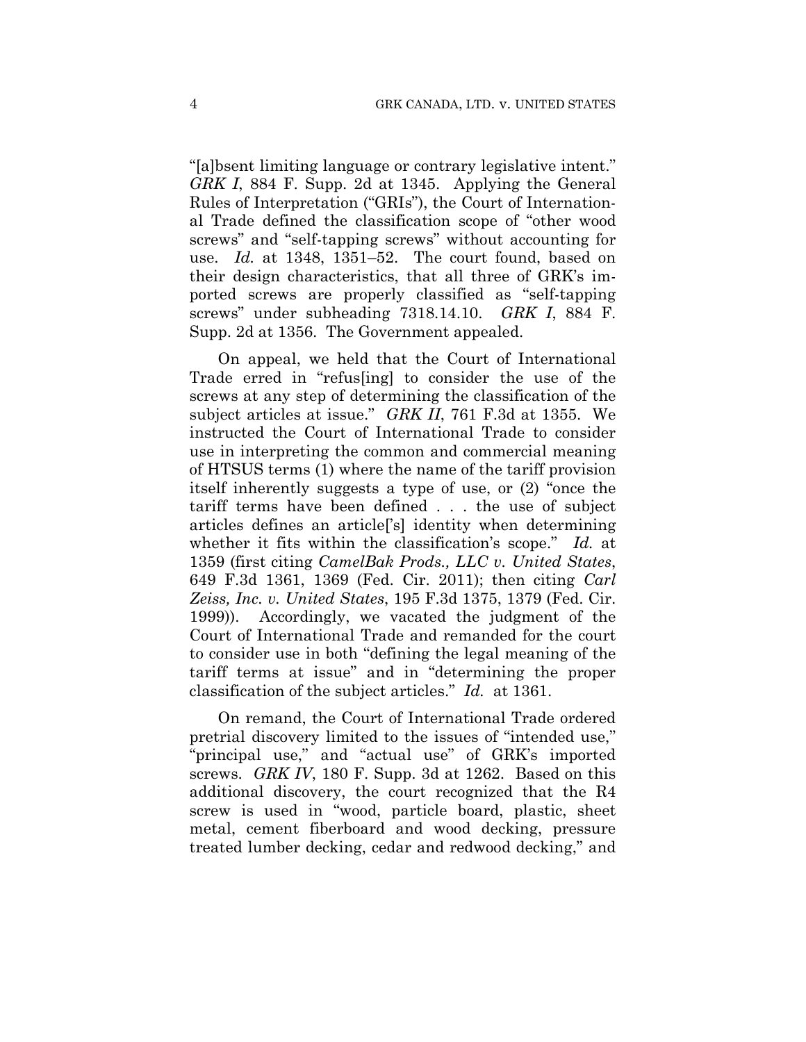"[a]bsent limiting language or contrary legislative intent." *GRK I*, 884 F. Supp. 2d at 1345. Applying the General Rules of Interpretation ("GRIs"), the Court of International Trade defined the classification scope of "other wood screws" and "self-tapping screws" without accounting for use. *Id.* at 1348, 1351–52. The court found, based on their design characteristics, that all three of GRK's imported screws are properly classified as "self-tapping screws" under subheading 7318.14.10. *GRK I*, 884 F. Supp. 2d at 1356. The Government appealed.

On appeal, we held that the Court of International Trade erred in "refus[ing] to consider the use of the screws at any step of determining the classification of the subject articles at issue." *GRK II*, 761 F.3d at 1355. We instructed the Court of International Trade to consider use in interpreting the common and commercial meaning of HTSUS terms (1) where the name of the tariff provision itself inherently suggests a type of use, or (2) "once the tariff terms have been defined . . . the use of subject articles defines an article['s] identity when determining whether it fits within the classification's scope." *Id.* at 1359 (first citing *CamelBak Prods., LLC v. United States*, 649 F.3d 1361, 1369 (Fed. Cir. 2011); then citing *Carl Zeiss, Inc. v. United States*, 195 F.3d 1375, 1379 (Fed. Cir. 1999)). Accordingly, we vacated the judgment of the Court of International Trade and remanded for the court to consider use in both "defining the legal meaning of the tariff terms at issue" and in "determining the proper classification of the subject articles." *Id.* at 1361.

On remand, the Court of International Trade ordered pretrial discovery limited to the issues of "intended use," "principal use," and "actual use" of GRK's imported screws. *GRK IV*, 180 F. Supp. 3d at 1262. Based on this additional discovery, the court recognized that the R4 screw is used in "wood, particle board, plastic, sheet metal, cement fiberboard and wood decking, pressure treated lumber decking, cedar and redwood decking," and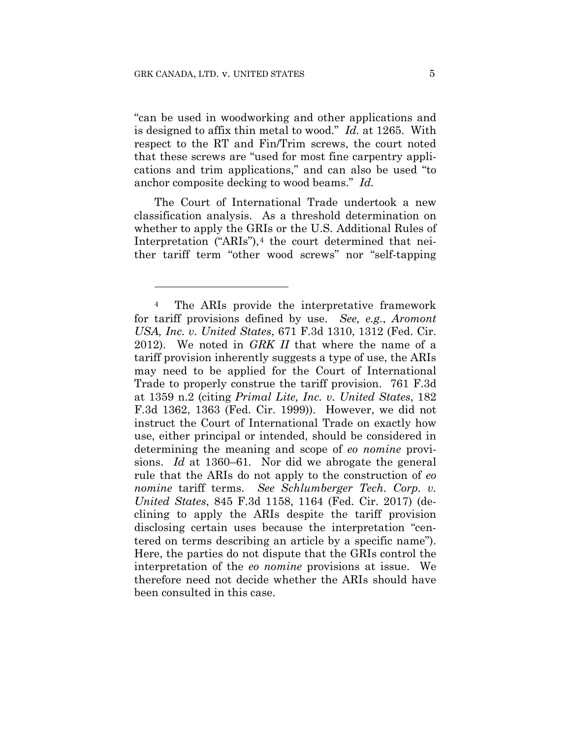"can be used in woodworking and other applications and is designed to affix thin metal to wood." *Id.* at 1265. With respect to the RT and Fin/Trim screws, the court noted that these screws are "used for most fine carpentry applications and trim applications," and can also be used "to anchor composite decking to wood beams." *Id.*

The Court of International Trade undertook a new classification analysis. As a threshold determination on whether to apply the GRIs or the U.S. Additional Rules of Interpretation ("ARIs"),[4] the court determined that neither tariff term "other wood screws" nor "self-tapping

---

[4] The ARIs provide the interpretative framework for tariff provisions defined by use. *See, e.g.*, *Aromont USA, Inc. v. United States*, 671 F.3d 1310, 1312 (Fed. Cir. 2012). We noted in *GRK II* that where the name of a tariff provision inherently suggests a type of use, the ARIs may need to be applied for the Court of International Trade to properly construe the tariff provision. 761 F.3d at 1359 n.2 (citing *Primal Lite, Inc. v. United States*, 182 F.3d 1362, 1363 (Fed. Cir. 1999)). However, we did not instruct the Court of International Trade on exactly how use, either principal or intended, should be considered in determining the meaning and scope of *eo nomine* provisions. *Id* at 1360–61. Nor did we abrogate the general rule that the ARIs do not apply to the construction of *eo nomine* tariff terms. *See Schlumberger Tech. Corp. v. United States*, 845 F.3d 1158, 1164 (Fed. Cir. 2017) (declining to apply the ARIs despite the tariff provision disclosing certain uses because the interpretation "centered on terms describing an article by a specific name"). Here, the parties do not dispute that the GRIs control the interpretation of the *eo nomine* provisions at issue. We therefore need not decide whether the ARIs should have been consulted in this case.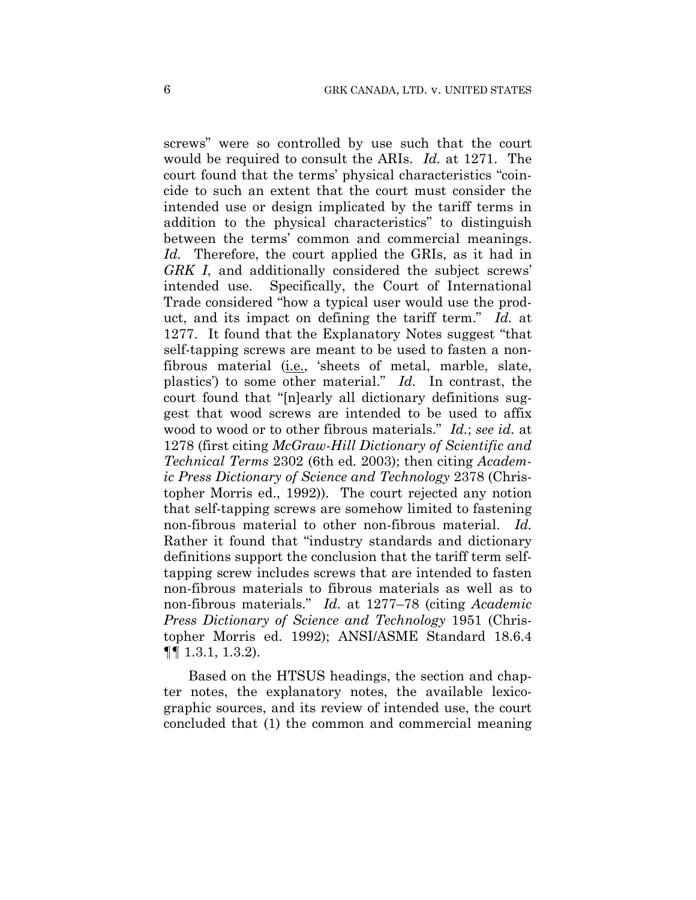screws" were so controlled by use such that the court would be required to consult the ARIs. *Id.* at 1271. The court found that the terms' physical characteristics "coincide to such an extent that the court must consider the intended use or design implicated by the tariff terms in addition to the physical characteristics" to distinguish between the terms' common and commercial meanings. *Id.* Therefore, the court applied the GRIs, as it had in *GRK I*, and additionally considered the subject screws' intended use. Specifically, the Court of International Trade considered "how a typical user would use the product, and its impact on defining the tariff term." *Id.* at 1277. It found that the Explanatory Notes suggest "that self-tapping screws are meant to be used to fasten a non-fibrous material (i.e., 'sheets of metal, marble, slate, plastics') to some other material." *Id.* In contrast, the court found that "[n]early all dictionary definitions suggest that wood screws are intended to be used to affix wood to wood or to other fibrous materials." *Id.*; *see id.* at 1278 (first citing *McGraw-Hill Dictionary of Scientific and Technical Terms* 2302 (6th ed. 2003); then citing *Academic Press Dictionary of Science and Technology* 2378 (Christopher Morris ed., 1992)). The court rejected any notion that self-tapping screws are somehow limited to fastening non-fibrous material to other non-fibrous material. *Id.* Rather it found that "industry standards and dictionary definitions support the conclusion that the tariff term self-tapping screw includes screws that are intended to fasten non-fibrous materials to fibrous materials as well as to non-fibrous materials." *Id.* at 1277–78 (citing *Academic Press Dictionary of Science and Technology* 1951 (Christopher Morris ed. 1992); ANSI/ASME Standard 18.6.4 ¶¶ 1.3.1, 1.3.2).

Based on the HTSUS headings, the section and chapter notes, the explanatory notes, the available lexicographic sources, and its review of intended use, the court concluded that (1) the common and commercial meaning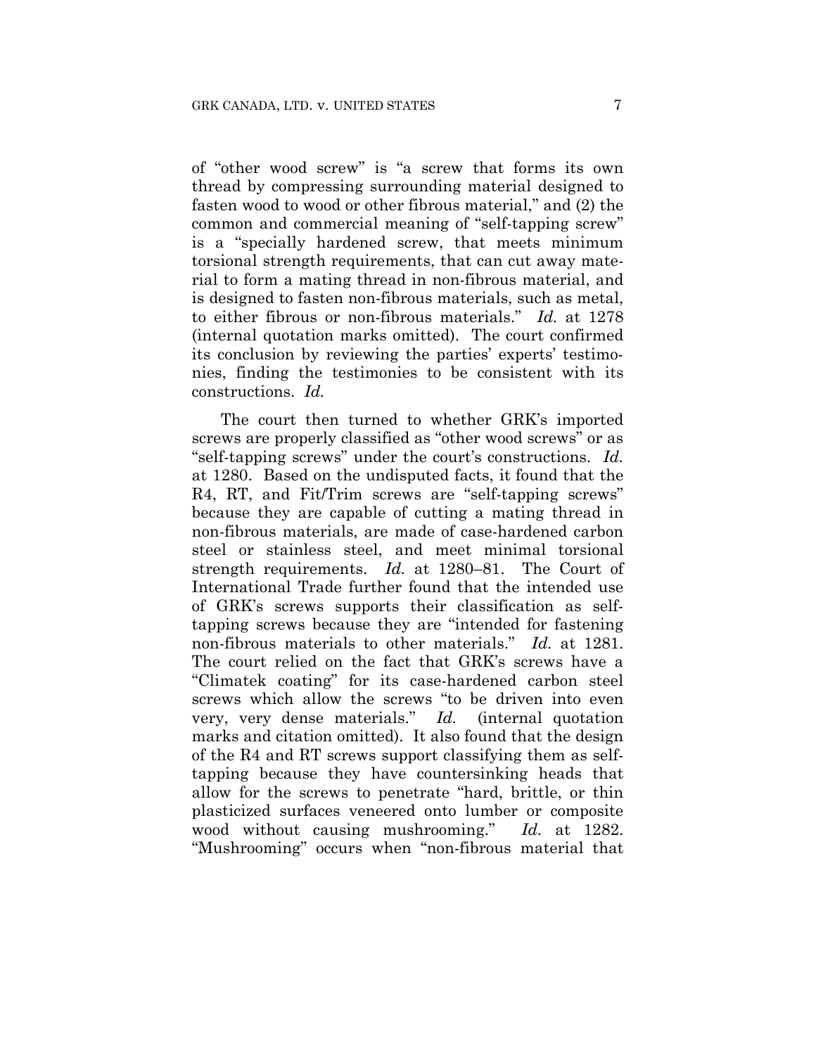of "other wood screw" is "a screw that forms its own thread by compressing surrounding material designed to fasten wood to wood or other fibrous material," and (2) the common and commercial meaning of "self-tapping screw" is a "specially hardened screw, that meets minimum torsional strength requirements, that can cut away material to form a mating thread in non-fibrous material, and is designed to fasten non-fibrous materials, such as metal, to either fibrous or non-fibrous materials." *Id.* at 1278 (internal quotation marks omitted). The court confirmed its conclusion by reviewing the parties' experts' testimonies, finding the testimonies to be consistent with its constructions. *Id.*

The court then turned to whether GRK's imported screws are properly classified as "other wood screws" or as "self-tapping screws" under the court's constructions. *Id.* at 1280. Based on the undisputed facts, it found that the R4, RT, and Fit/Trim screws are "self-tapping screws" because they are capable of cutting a mating thread in non-fibrous materials, are made of case-hardened carbon steel or stainless steel, and meet minimal torsional strength requirements. *Id.* at 1280–81. The Court of International Trade further found that the intended use of GRK's screws supports their classification as self-tapping screws because they are "intended for fastening non-fibrous materials to other materials." *Id.* at 1281. The court relied on the fact that GRK's screws have a "Climatek coating" for its case-hardened carbon steel screws which allow the screws "to be driven into even very, very dense materials." *Id.* (internal quotation marks and citation omitted). It also found that the design of the R4 and RT screws support classifying them as self-tapping because they have countersinking heads that allow for the screws to penetrate "hard, brittle, or thin plasticized surfaces veneered onto lumber or composite wood without causing mushrooming." *Id.* at 1282. "Mushrooming" occurs when "non-fibrous material that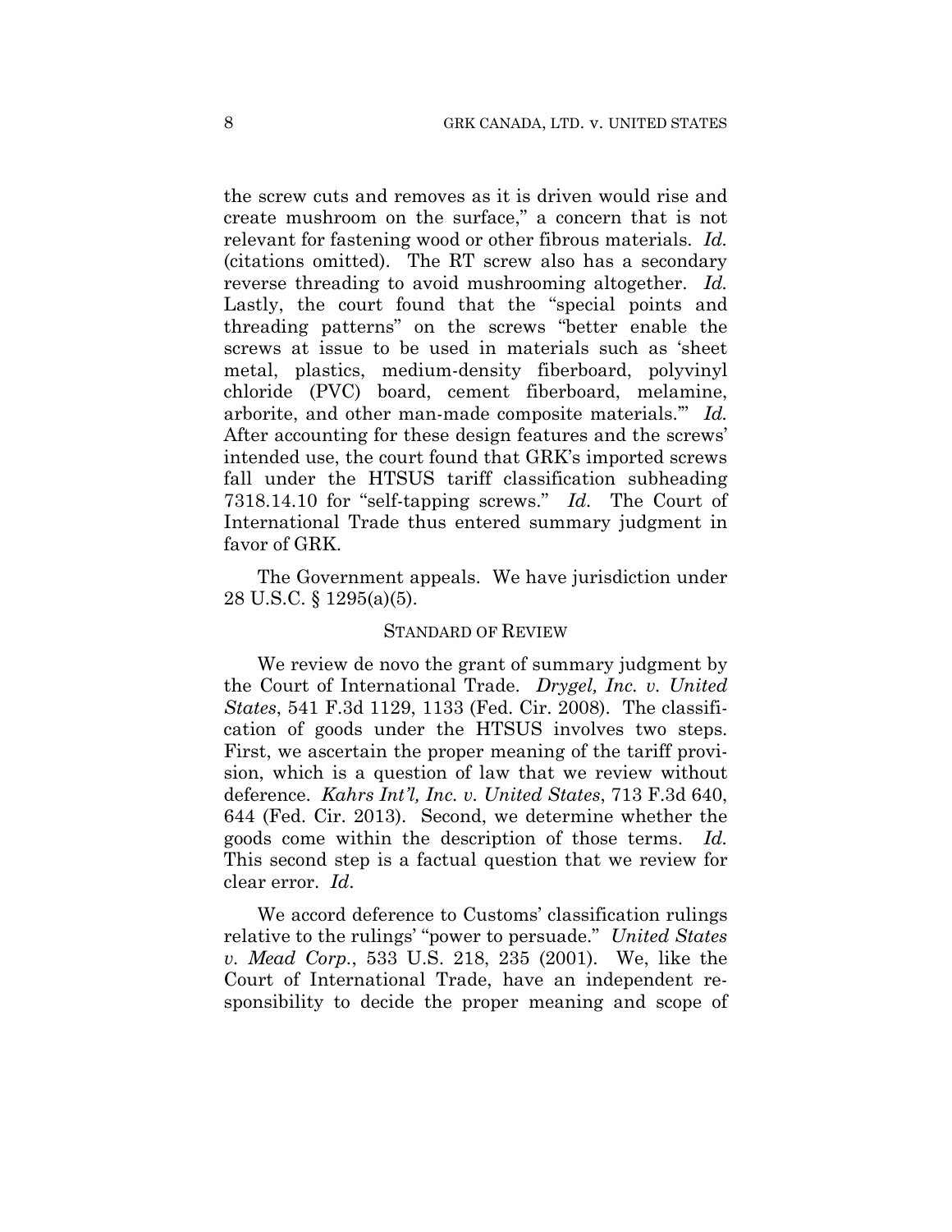the screw cuts and removes as it is driven would rise and create mushroom on the surface," a concern that is not relevant for fastening wood or other fibrous materials. *Id.* (citations omitted). The RT screw also has a secondary reverse threading to avoid mushrooming altogether. *Id.* Lastly, the court found that the "special points and threading patterns" on the screws "better enable the screws at issue to be used in materials such as 'sheet metal, plastics, medium-density fiberboard, polyvinyl chloride (PVC) board, cement fiberboard, melamine, arborite, and other man-made composite materials.'" *Id.* After accounting for these design features and the screws' intended use, the court found that GRK's imported screws fall under the HTSUS tariff classification subheading 7318.14.10 for "self-tapping screws." *Id.* The Court of International Trade thus entered summary judgment in favor of GRK.

The Government appeals. We have jurisdiction under 28 U.S.C. § 1295(a)(5).

## STANDARD OF REVIEW

We review de novo the grant of summary judgment by the Court of International Trade. *Drygel, Inc. v. United States*, 541 F.3d 1129, 1133 (Fed. Cir. 2008). The classification of goods under the HTSUS involves two steps. First, we ascertain the proper meaning of the tariff provision, which is a question of law that we review without deference. *Kahrs Int'l, Inc. v. United States*, 713 F.3d 640, 644 (Fed. Cir. 2013). Second, we determine whether the goods come within the description of those terms. *Id.* This second step is a factual question that we review for clear error. *Id*.

We accord deference to Customs' classification rulings relative to the rulings' "power to persuade." *United States v. Mead Corp.*, 533 U.S. 218, 235 (2001). We, like the Court of International Trade, have an independent responsibility to decide the proper meaning and scope of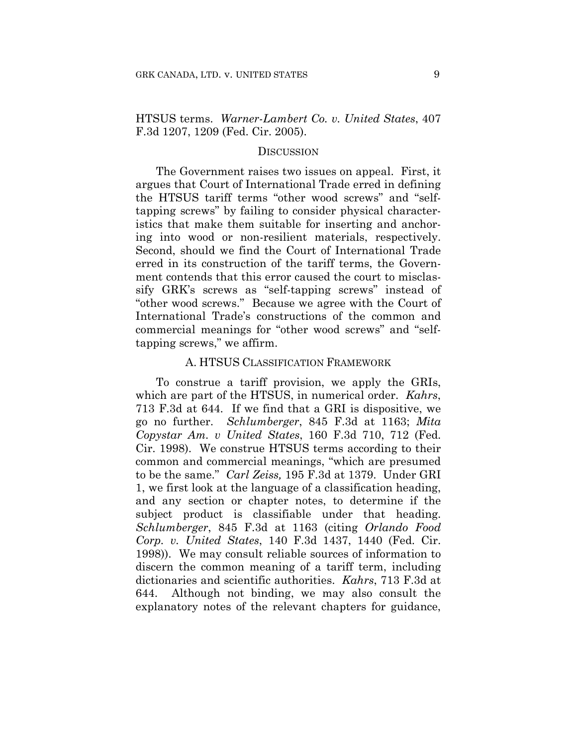HTSUS terms. *Warner-Lambert Co. v. United States*, 407 F.3d 1207, 1209 (Fed. Cir. 2005).

## DISCUSSION

The Government raises two issues on appeal. First, it argues that Court of International Trade erred in defining the HTSUS tariff terms "other wood screws" and "self-tapping screws" by failing to consider physical characteristics that make them suitable for inserting and anchoring into wood or non-resilient materials, respectively. Second, should we find the Court of International Trade erred in its construction of the tariff terms, the Government contends that this error caused the court to misclassify GRK's screws as "self-tapping screws" instead of "other wood screws." Because we agree with the Court of International Trade's constructions of the common and commercial meanings for "other wood screws" and "self-tapping screws," we affirm.

### A. HTSUS CLASSIFICATION FRAMEWORK

To construe a tariff provision, we apply the GRIs, which are part of the HTSUS, in numerical order. *Kahrs*, 713 F.3d at 644. If we find that a GRI is dispositive, we go no further. *Schlumberger*, 845 F.3d at 1163; *Mita Copystar Am. v United States*, 160 F.3d 710, 712 (Fed. Cir. 1998). We construe HTSUS terms according to their common and commercial meanings, "which are presumed to be the same." *Carl Zeiss,* 195 F.3d at 1379. Under GRI 1, we first look at the language of a classification heading, and any section or chapter notes, to determine if the subject product is classifiable under that heading. *Schlumberger*, 845 F.3d at 1163 (citing *Orlando Food Corp. v. United States*, 140 F.3d 1437, 1440 (Fed. Cir. 1998)). We may consult reliable sources of information to discern the common meaning of a tariff term, including dictionaries and scientific authorities. *Kahrs*, 713 F.3d at 644. Although not binding, we may also consult the explanatory notes of the relevant chapters for guidance,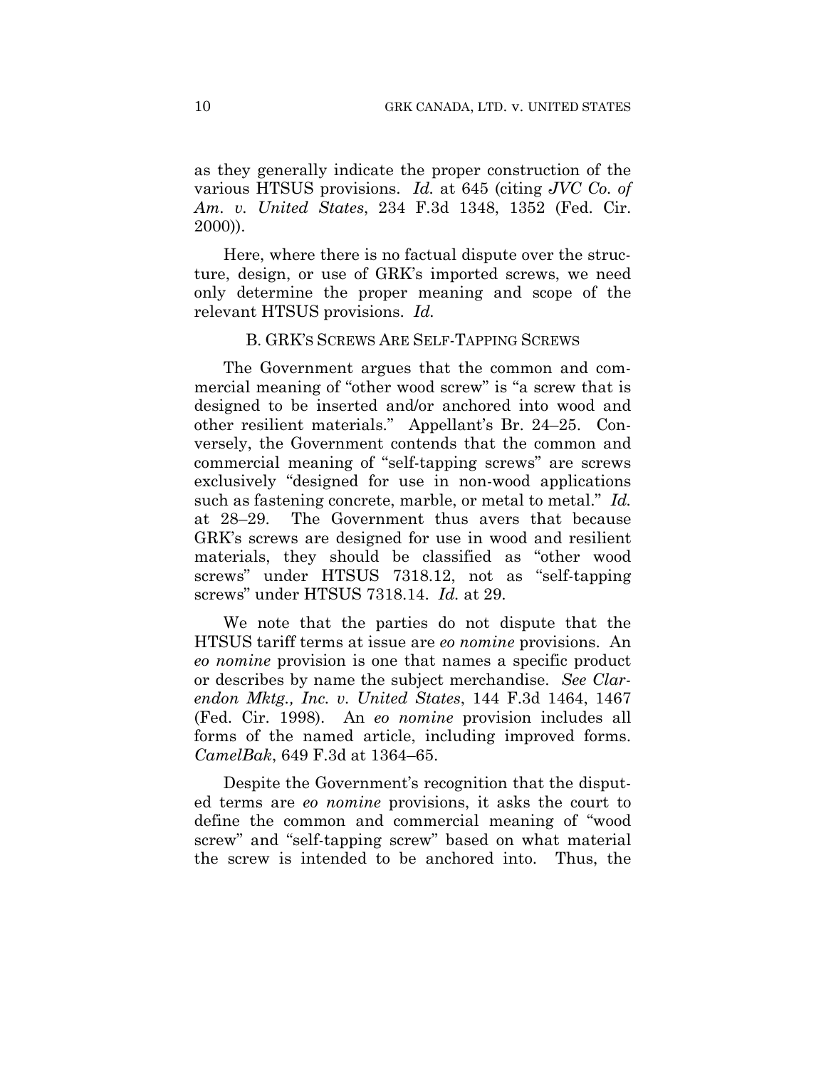as they generally indicate the proper construction of the various HTSUS provisions. *Id.* at 645 (citing *JVC Co. of Am. v. United States*, 234 F.3d 1348, 1352 (Fed. Cir. 2000)).

Here, where there is no factual dispute over the structure, design, or use of GRK's imported screws, we need only determine the proper meaning and scope of the relevant HTSUS provisions. *Id.*

### B. GRK'S SCREWS ARE SELF-TAPPING SCREWS

The Government argues that the common and commercial meaning of "other wood screw" is "a screw that is designed to be inserted and/or anchored into wood and other resilient materials." Appellant's Br. 24–25. Conversely, the Government contends that the common and commercial meaning of "self-tapping screws" are screws exclusively "designed for use in non-wood applications such as fastening concrete, marble, or metal to metal." *Id.* at 28–29. The Government thus avers that because GRK's screws are designed for use in wood and resilient materials, they should be classified as "other wood screws" under HTSUS 7318.12, not as "self-tapping screws" under HTSUS 7318.14. *Id.* at 29.

We note that the parties do not dispute that the HTSUS tariff terms at issue are *eo nomine* provisions. An *eo nomine* provision is one that names a specific product or describes by name the subject merchandise. *See Clarendon Mktg., Inc. v. United States*, 144 F.3d 1464, 1467 (Fed. Cir. 1998). An *eo nomine* provision includes all forms of the named article, including improved forms. *CamelBak*, 649 F.3d at 1364–65.

Despite the Government's recognition that the disputed terms are *eo nomine* provisions, it asks the court to define the common and commercial meaning of "wood screw" and "self-tapping screw" based on what material the screw is intended to be anchored into. Thus, the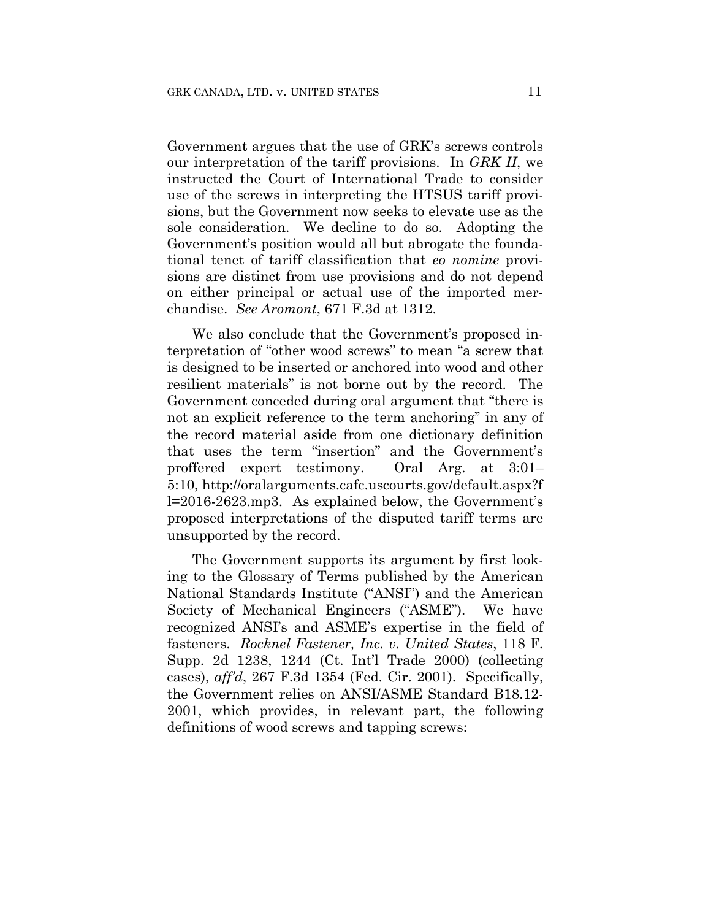Government argues that the use of GRK's screws controls our interpretation of the tariff provisions. In *GRK II*, we instructed the Court of International Trade to consider use of the screws in interpreting the HTSUS tariff provisions, but the Government now seeks to elevate use as the sole consideration. We decline to do so. Adopting the Government's position would all but abrogate the foundational tenet of tariff classification that *eo nomine* provisions are distinct from use provisions and do not depend on either principal or actual use of the imported merchandise. *See Aromont*, 671 F.3d at 1312.

We also conclude that the Government's proposed interpretation of "other wood screws" to mean "a screw that is designed to be inserted or anchored into wood and other resilient materials" is not borne out by the record. The Government conceded during oral argument that "there is not an explicit reference to the term anchoring" in any of the record material aside from one dictionary definition that uses the term "insertion" and the Government's proffered expert testimony. Oral Arg. at 3:01–5:10, http://oralarguments.cafc.uscourts.gov/default.aspx?fl=2016-2623.mp3. As explained below, the Government's proposed interpretations of the disputed tariff terms are unsupported by the record.

The Government supports its argument by first looking to the Glossary of Terms published by the American National Standards Institute ("ANSI") and the American Society of Mechanical Engineers ("ASME"). We have recognized ANSI's and ASME's expertise in the field of fasteners. *Rocknel Fastener, Inc. v. United States*, 118 F. Supp. 2d 1238, 1244 (Ct. Int'l Trade 2000) (collecting cases), *aff'd*, 267 F.3d 1354 (Fed. Cir. 2001). Specifically, the Government relies on ANSI/ASME Standard B18.12-2001, which provides, in relevant part, the following definitions of wood screws and tapping screws: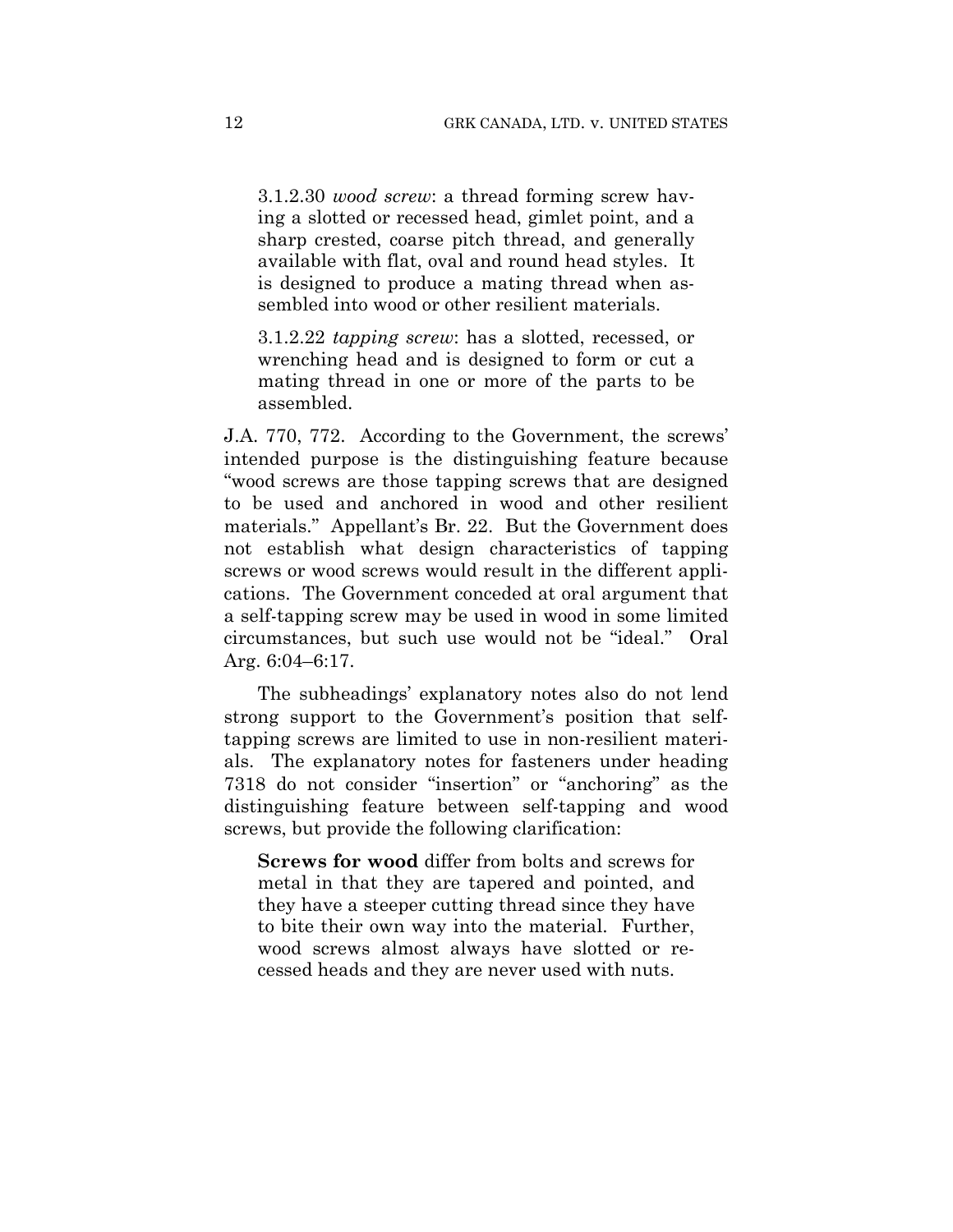> 3.1.2.30 *wood screw*: a thread forming screw having a slotted or recessed head, gimlet point, and a sharp crested, coarse pitch thread, and generally available with flat, oval and round head styles. It is designed to produce a mating thread when assembled into wood or other resilient materials.
>
> 3.1.2.22 *tapping screw*: has a slotted, recessed, or wrenching head and is designed to form or cut a mating thread in one or more of the parts to be assembled.

J.A. 770, 772. According to the Government, the screws' intended purpose is the distinguishing feature because "wood screws are those tapping screws that are designed to be used and anchored in wood and other resilient materials." Appellant's Br. 22. But the Government does not establish what design characteristics of tapping screws or wood screws would result in the different applications. The Government conceded at oral argument that a self-tapping screw may be used in wood in some limited circumstances, but such use would not be "ideal." Oral Arg. 6:04–6:17.

The subheadings' explanatory notes also do not lend strong support to the Government's position that self-tapping screws are limited to use in non-resilient materials. The explanatory notes for fasteners under heading 7318 do not consider "insertion" or "anchoring" as the distinguishing feature between self-tapping and wood screws, but provide the following clarification:

> **Screws for wood** differ from bolts and screws for metal in that they are tapered and pointed, and they have a steeper cutting thread since they have to bite their own way into the material. Further, wood screws almost always have slotted or recessed heads and they are never used with nuts.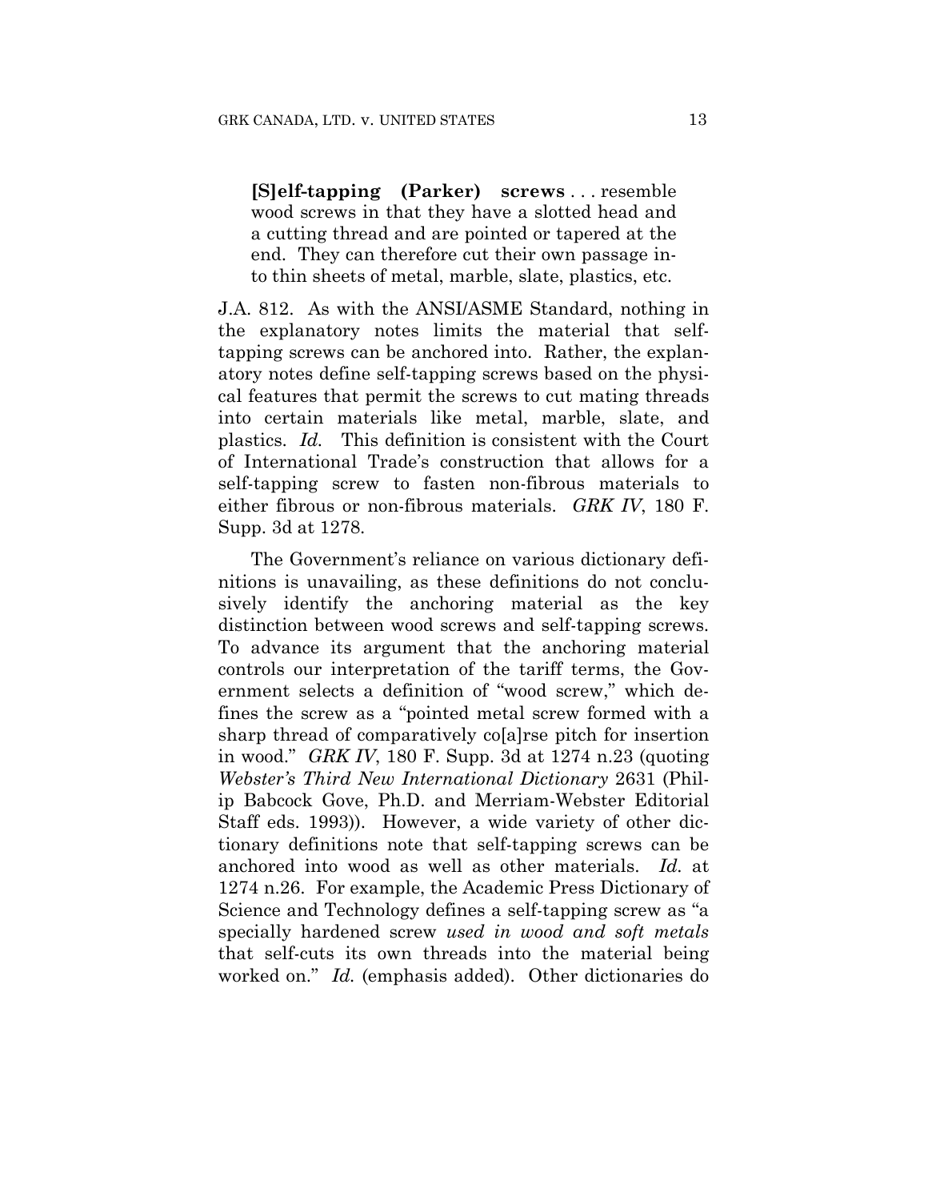> **[S]elf-tapping (Parker) screws** . . . resemble wood screws in that they have a slotted head and a cutting thread and are pointed or tapered at the end. They can therefore cut their own passage into thin sheets of metal, marble, slate, plastics, etc.

J.A. 812. As with the ANSI/ASME Standard, nothing in the explanatory notes limits the material that self-tapping screws can be anchored into. Rather, the explanatory notes define self-tapping screws based on the physical features that permit the screws to cut mating threads into certain materials like metal, marble, slate, and plastics. *Id.* This definition is consistent with the Court of International Trade's construction that allows for a self-tapping screw to fasten non-fibrous materials to either fibrous or non-fibrous materials. *GRK IV*, 180 F. Supp. 3d at 1278.

The Government's reliance on various dictionary definitions is unavailing, as these definitions do not conclusively identify the anchoring material as the key distinction between wood screws and self-tapping screws. To advance its argument that the anchoring material controls our interpretation of the tariff terms, the Government selects a definition of "wood screw," which defines the screw as a "pointed metal screw formed with a sharp thread of comparatively co[a]rse pitch for insertion in wood." *GRK IV*, 180 F. Supp. 3d at 1274 n.23 (quoting *Webster's Third New International Dictionary* 2631 (Philip Babcock Gove, Ph.D. and Merriam-Webster Editorial Staff eds. 1993)). However, a wide variety of other dictionary definitions note that self-tapping screws can be anchored into wood as well as other materials. *Id.* at 1274 n.26. For example, the Academic Press Dictionary of Science and Technology defines a self-tapping screw as "a specially hardened screw *used in wood and soft metals* that self-cuts its own threads into the material being worked on." *Id.* (emphasis added). Other dictionaries do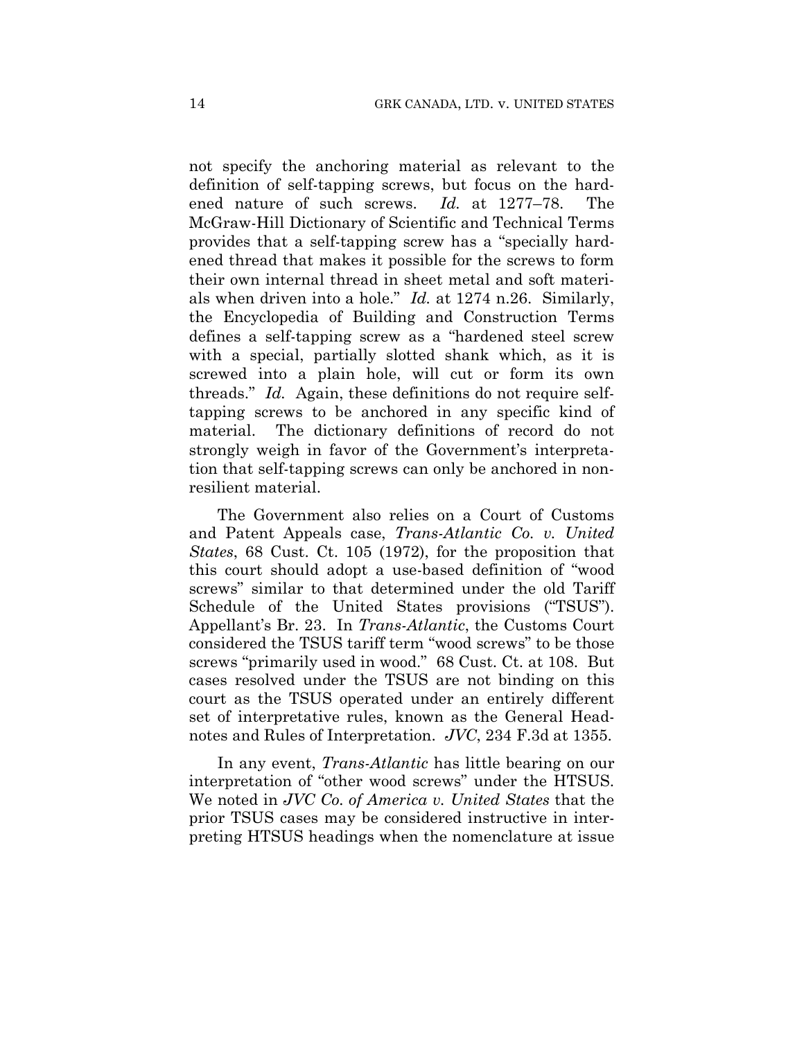not specify the anchoring material as relevant to the definition of self-tapping screws, but focus on the hardened nature of such screws. *Id.* at 1277–78. The McGraw-Hill Dictionary of Scientific and Technical Terms provides that a self-tapping screw has a "specially hardened thread that makes it possible for the screws to form their own internal thread in sheet metal and soft materials when driven into a hole." *Id.* at 1274 n.26. Similarly, the Encyclopedia of Building and Construction Terms defines a self-tapping screw as a "hardened steel screw with a special, partially slotted shank which, as it is screwed into a plain hole, will cut or form its own threads." *Id.* Again, these definitions do not require self-tapping screws to be anchored in any specific kind of material. The dictionary definitions of record do not strongly weigh in favor of the Government's interpretation that self-tapping screws can only be anchored in non-resilient material.

The Government also relies on a Court of Customs and Patent Appeals case, *Trans-Atlantic Co. v. United States*, 68 Cust. Ct. 105 (1972), for the proposition that this court should adopt a use-based definition of "wood screws" similar to that determined under the old Tariff Schedule of the United States provisions ("TSUS"). Appellant's Br. 23. In *Trans-Atlantic*, the Customs Court considered the TSUS tariff term "wood screws" to be those screws "primarily used in wood." 68 Cust. Ct. at 108. But cases resolved under the TSUS are not binding on this court as the TSUS operated under an entirely different set of interpretative rules, known as the General Headnotes and Rules of Interpretation. *JVC*, 234 F.3d at 1355.

In any event, *Trans-Atlantic* has little bearing on our interpretation of "other wood screws" under the HTSUS. We noted in *JVC Co. of America v. United States* that the prior TSUS cases may be considered instructive in interpreting HTSUS headings when the nomenclature at issue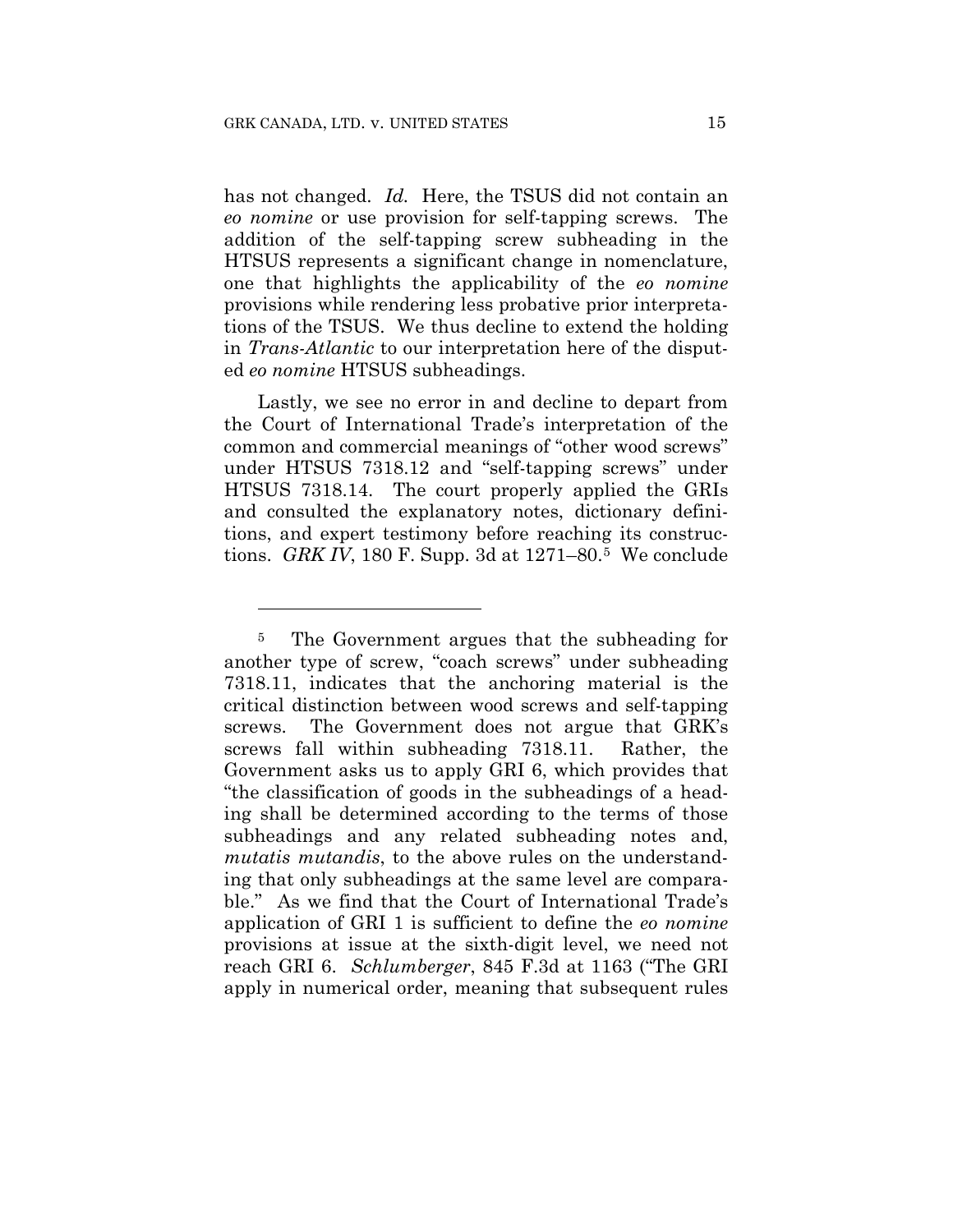has not changed. *Id.* Here, the TSUS did not contain an *eo nomine* or use provision for self-tapping screws. The addition of the self-tapping screw subheading in the HTSUS represents a significant change in nomenclature, one that highlights the applicability of the *eo nomine* provisions while rendering less probative prior interpretations of the TSUS. We thus decline to extend the holding in *Trans-Atlantic* to our interpretation here of the disputed *eo nomine* HTSUS subheadings.

Lastly, we see no error in and decline to depart from the Court of International Trade's interpretation of the common and commercial meanings of "other wood screws" under HTSUS 7318.12 and "self-tapping screws" under HTSUS 7318.14. The court properly applied the GRIs and consulted the explanatory notes, dictionary definitions, and expert testimony before reaching its constructions. *GRK IV*, 180 F. Supp. 3d at 1271–80.[5] We conclude

---

[5] The Government argues that the subheading for another type of screw, "coach screws" under subheading 7318.11, indicates that the anchoring material is the critical distinction between wood screws and self-tapping screws. The Government does not argue that GRK's screws fall within subheading 7318.11. Rather, the Government asks us to apply GRI 6, which provides that "the classification of goods in the subheadings of a heading shall be determined according to the terms of those subheadings and any related subheading notes and, *mutatis mutandis*, to the above rules on the understanding that only subheadings at the same level are comparable." As we find that the Court of International Trade's application of GRI 1 is sufficient to define the *eo nomine* provisions at issue at the sixth-digit level, we need not reach GRI 6. *Schlumberger*, 845 F.3d at 1163 ("The GRI apply in numerical order, meaning that subsequent rules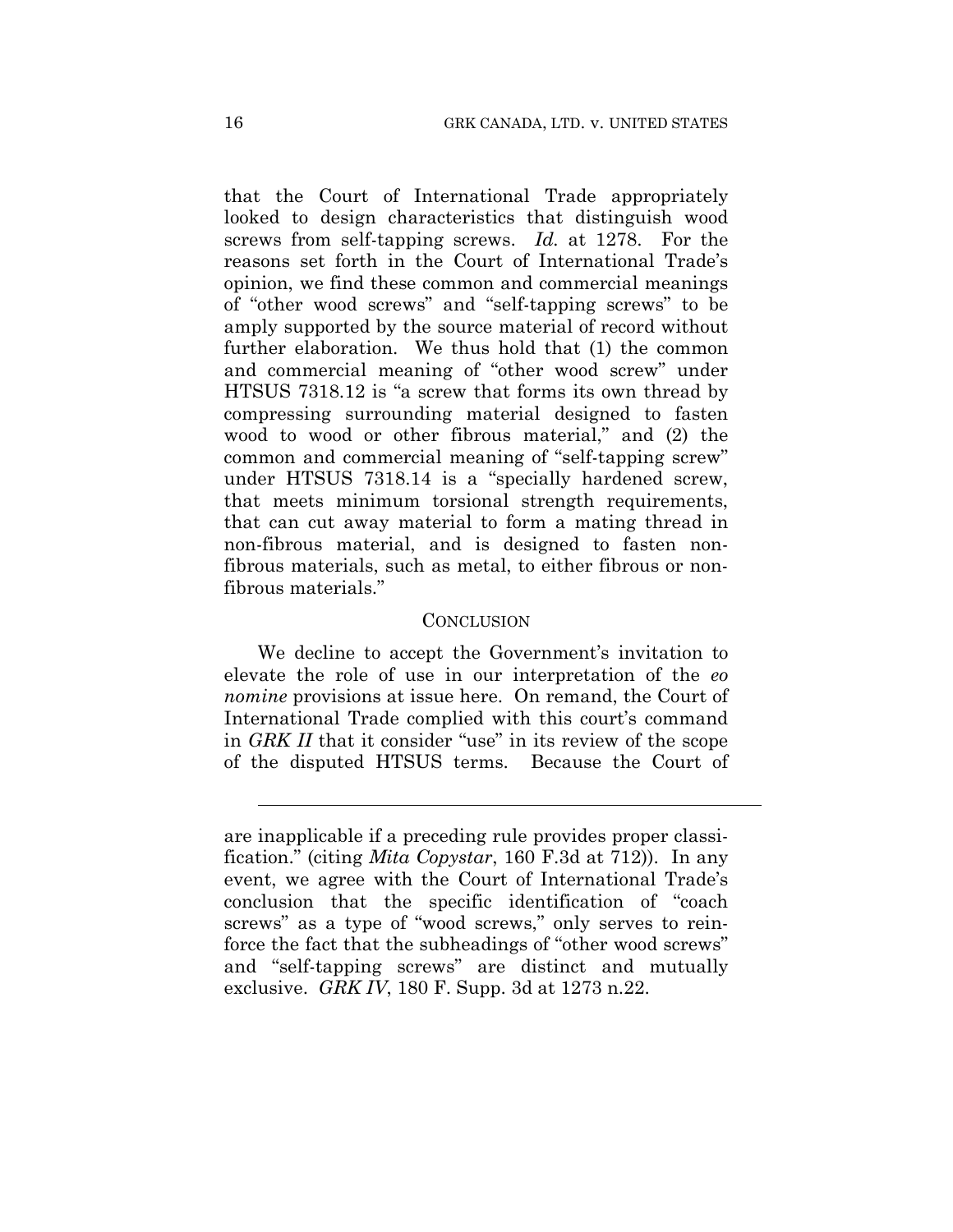that the Court of International Trade appropriately looked to design characteristics that distinguish wood screws from self-tapping screws. *Id.* at 1278. For the reasons set forth in the Court of International Trade's opinion, we find these common and commercial meanings of "other wood screws" and "self-tapping screws" to be amply supported by the source material of record without further elaboration. We thus hold that (1) the common and commercial meaning of "other wood screw" under HTSUS 7318.12 is "a screw that forms its own thread by compressing surrounding material designed to fasten wood to wood or other fibrous material," and (2) the common and commercial meaning of "self-tapping screw" under HTSUS 7318.14 is a "specially hardened screw, that meets minimum torsional strength requirements, that can cut away material to form a mating thread in non-fibrous material, and is designed to fasten non-fibrous materials, such as metal, to either fibrous or non-fibrous materials."

## CONCLUSION

We decline to accept the Government's invitation to elevate the role of use in our interpretation of the *eo nomine* provisions at issue here. On remand, the Court of International Trade complied with this court's command in *GRK II* that it consider "use" in its review of the scope of the disputed HTSUS terms. Because the Court of

---

are inapplicable if a preceding rule provides proper classification." (citing *Mita Copystar*, 160 F.3d at 712)). In any event, we agree with the Court of International Trade's conclusion that the specific identification of "coach screws" as a type of "wood screws," only serves to reinforce the fact that the subheadings of "other wood screws" and "self-tapping screws" are distinct and mutually exclusive. *GRK IV*, 180 F. Supp. 3d at 1273 n.22.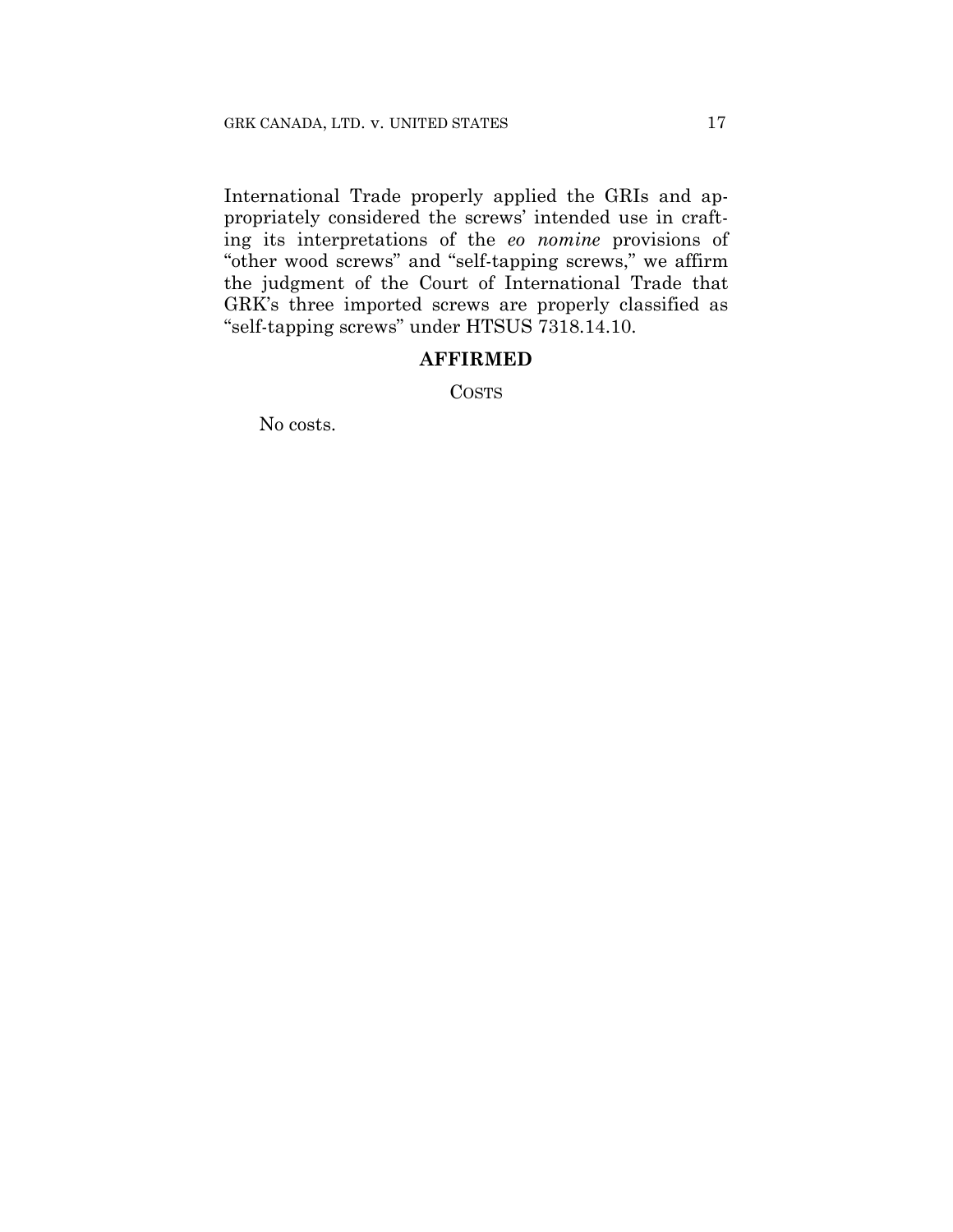International Trade properly applied the GRIs and appropriately considered the screws' intended use in crafting its interpretations of the *eo nomine* provisions of "other wood screws" and "self-tapping screws," we affirm the judgment of the Court of International Trade that GRK's three imported screws are properly classified as "self-tapping screws" under HTSUS 7318.14.10.

**AFFIRMED**

COSTS

No costs.